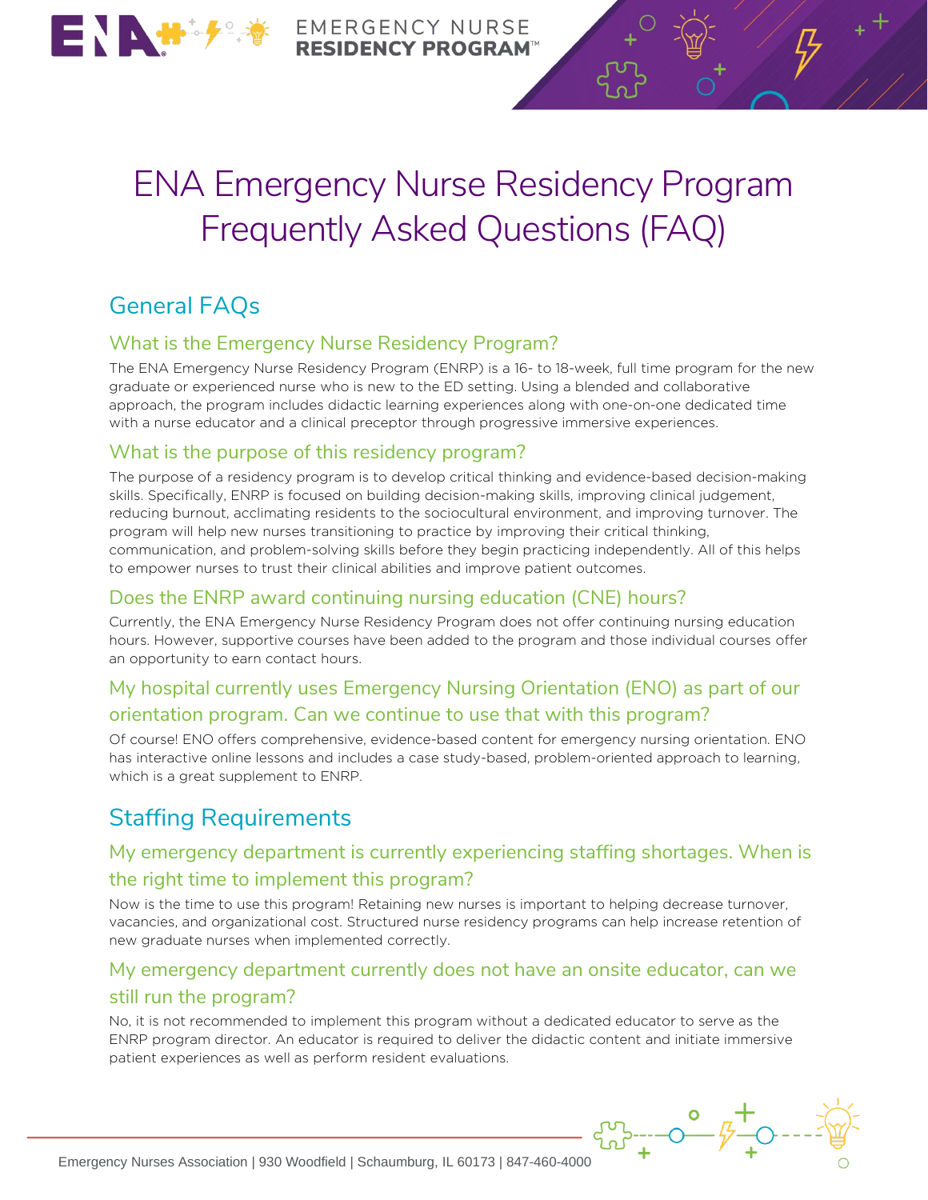# ENA Emergency Nurse Residency Program Frequently Asked Questions (FAQ)

## General FAQs

### What is the Emergency Nurse Residency Program?

The ENA Emergency Nurse Residency Program (ENRP) is a 16- to 18-week, full time program for the new graduate or experienced nurse who is new to the ED setting. Using a blended and collaborative approach, the program includes didactic learning experiences along with one-on-one dedicated time with a nurse educator and a clinical preceptor through progressive immersive experiences.

### What is the purpose of this residency program?

The purpose of a residency program is to develop critical thinking and evidence-based decision-making skills. Specifically, ENRP is focused on building decision-making skills, improving clinical judgement, reducing burnout, acclimating residents to the sociocultural environment, and improving turnover. The program will help new nurses transitioning to practice by improving their critical thinking, communication, and problem-solving skills before they begin practicing independently. All of this helps to empower nurses to trust their clinical abilities and improve patient outcomes.

### Does the ENRP award continuing nursing education (CNE) hours?

Currently, the ENA Emergency Nurse Residency Program does not offer continuing nursing education hours. However, supportive courses have been added to the program and those individual courses offer an opportunity to earn contact hours.

### My hospital currently uses Emergency Nursing Orientation (ENO) as part of our orientation program. Can we continue to use that with this program?

Of course! ENO offers comprehensive, evidence-based content for emergency nursing orientation. ENO has interactive online lessons and includes a case study-based, problem-oriented approach to learning, which is a great supplement to ENRP.

## Staffing Requirements

### My emergency department is currently experiencing staffing shortages. When is the right time to implement this program?

Now is the time to use this program! Retaining new nurses is important to helping decrease turnover, vacancies, and organizational cost. Structured nurse residency programs can help increase retention of new graduate nurses when implemented correctly.

### My emergency department currently does not have an onsite educator, can we still run the program?

No, it is not recommended to implement this program without a dedicated educator to serve as the ENRP program director. An educator is required to deliver the didactic content and initiate immersive patient experiences as well as perform resident evaluations.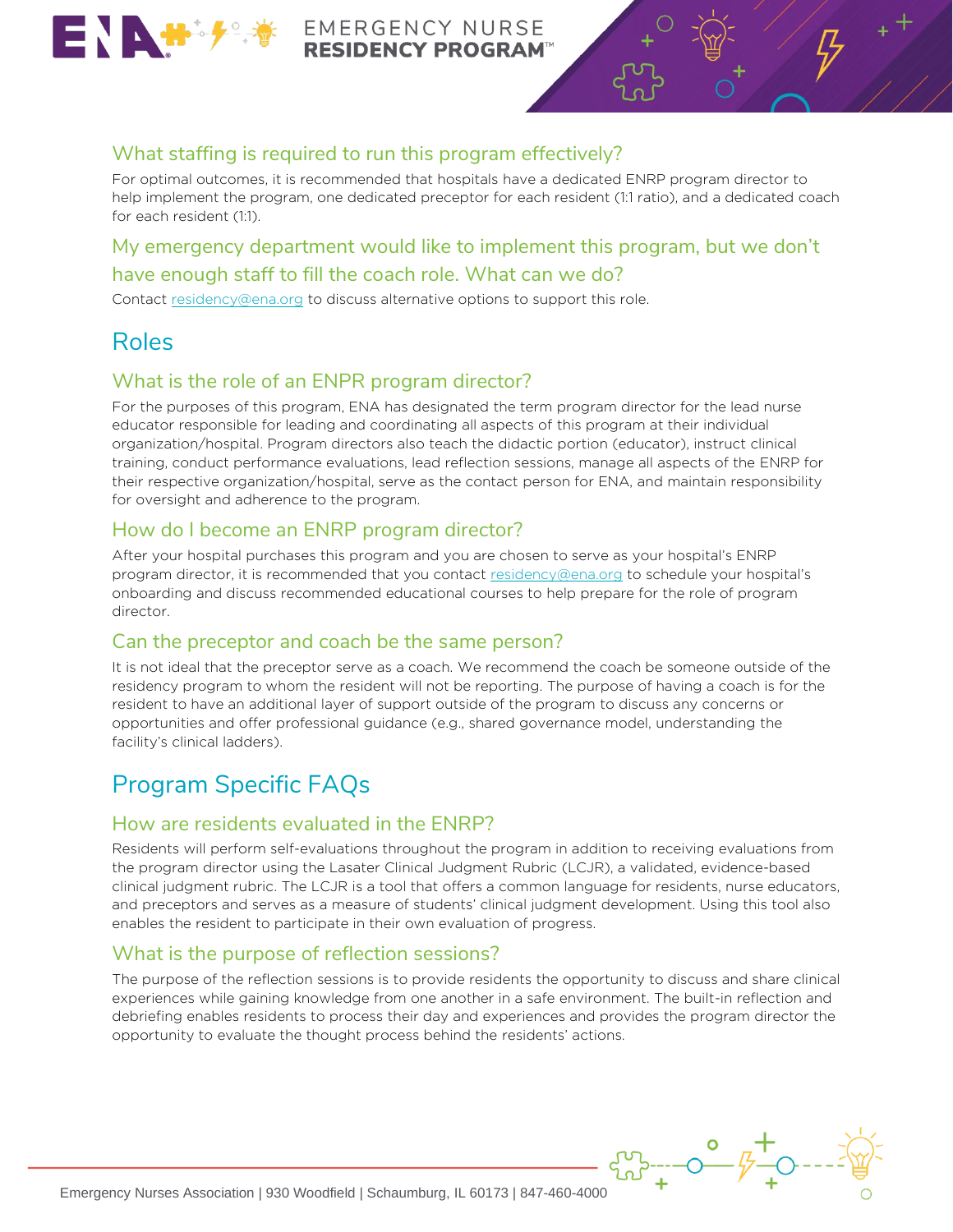### What staffing is required to run this program effectively?

For optimal outcomes, it is recommended that hospitals have a dedicated ENRP program director to help implement the program, one dedicated preceptor for each resident (1:1 ratio), and a dedicated coach for each resident (1:1).

### My emergency department would like to implement this program, but we don't have enough staff to fill the coach role. What can we do?

Contact residency@ena.org to discuss alternative options to support this role.

## Roles

### What is the role of an ENPR program director?

For the purposes of this program, ENA has designated the term program director for the lead nurse educator responsible for leading and coordinating all aspects of this program at their individual organization/hospital. Program directors also teach the didactic portion (educator), instruct clinical training, conduct performance evaluations, lead reflection sessions, manage all aspects of the ENRP for their respective organization/hospital, serve as the contact person for ENA, and maintain responsibility for oversight and adherence to the program.

### How do I become an ENRP program director?

After your hospital purchases this program and you are chosen to serve as your hospital's ENRP program director, it is recommended that you contact residency@ena.org to schedule your hospital's onboarding and discuss recommended educational courses to help prepare for the role of program director.

### Can the preceptor and coach be the same person?

It is not ideal that the preceptor serve as a coach. We recommend the coach be someone outside of the residency program to whom the resident will not be reporting. The purpose of having a coach is for the resident to have an additional layer of support outside of the program to discuss any concerns or opportunities and offer professional guidance (e.g., shared governance model, understanding the facility's clinical ladders).

## Program Specific FAQs

### How are residents evaluated in the ENRP?

Residents will perform self-evaluations throughout the program in addition to receiving evaluations from the program director using the Lasater Clinical Judgment Rubric (LCJR), a validated, evidence-based clinical judgment rubric. The LCJR is a tool that offers a common language for residents, nurse educators, and preceptors and serves as a measure of students' clinical judgment development. Using this tool also enables the resident to participate in their own evaluation of progress.

### What is the purpose of reflection sessions?

The purpose of the reflection sessions is to provide residents the opportunity to discuss and share clinical experiences while gaining knowledge from one another in a safe environment. The built-in reflection and debriefing enables residents to process their day and experiences and provides the program director the opportunity to evaluate the thought process behind the residents' actions.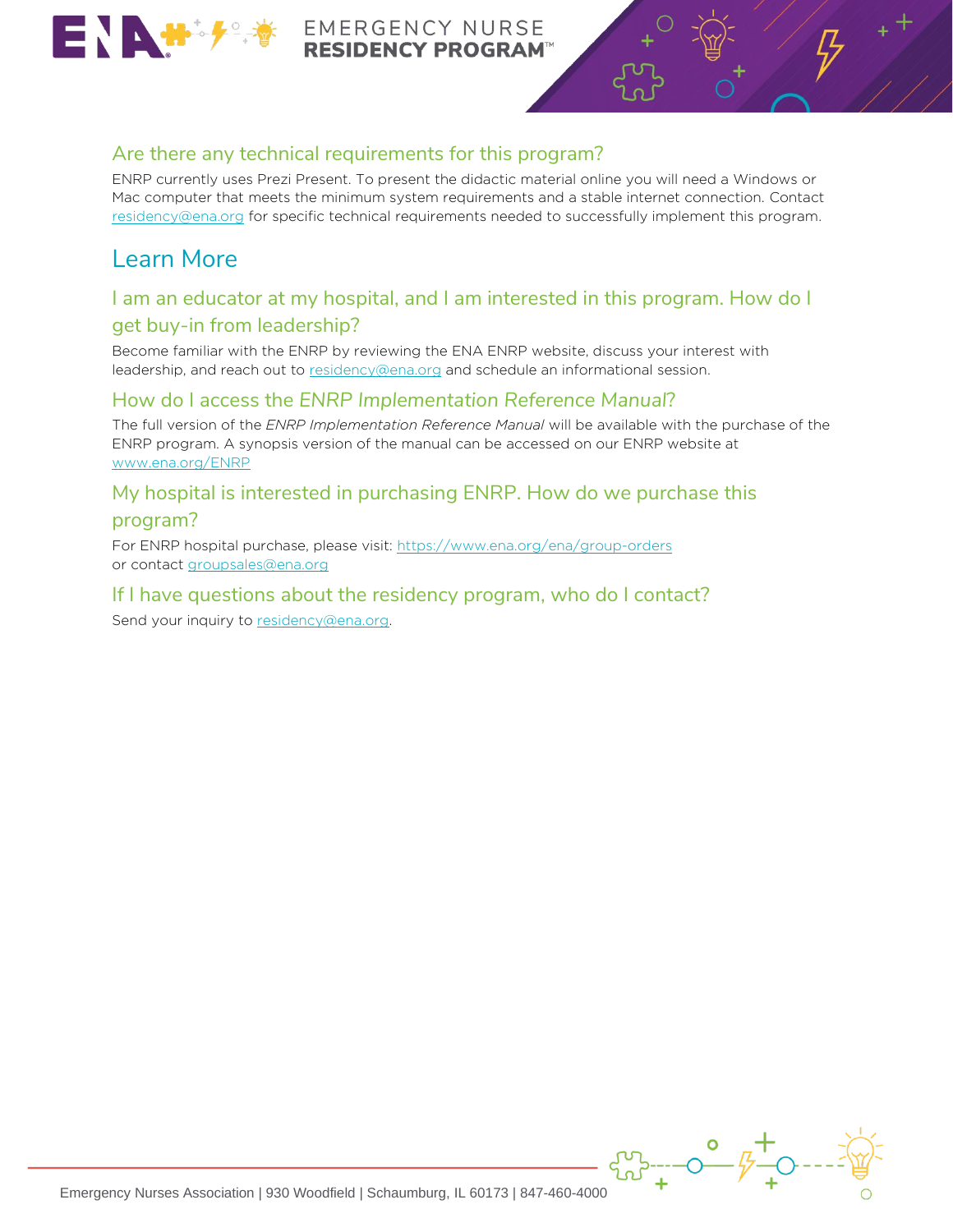### Are there any technical requirements for this program?

ENRP currently uses Prezi Present. To present the didactic material online you will need a Windows or Mac computer that meets the minimum system requirements and a stable internet connection. Contact residency@ena.org for specific technical requirements needed to successfully implement this program.

## Learn More

### I am an educator at my hospital, and I am interested in this program. How do I get buy-in from leadership?

Become familiar with the ENRP by reviewing the ENA ENRP website, discuss your interest with leadership, and reach out to residency@ena.org and schedule an informational session.

### How do I access the *ENRP Implementation Reference Manual*?

The full version of the *ENRP Implementation Reference Manual* will be available with the purchase of the ENRP program. A synopsis version of the manual can be accessed on our ENRP website at www.ena.org/ENRP

### My hospital is interested in purchasing ENRP. How do we purchase this program?

For ENRP hospital purchase, please visit: https://www.ena.org/ena/group-orders
or contact groupsales@ena.org

### If I have questions about the residency program, who do I contact?

Send your inquiry to residency@ena.org.